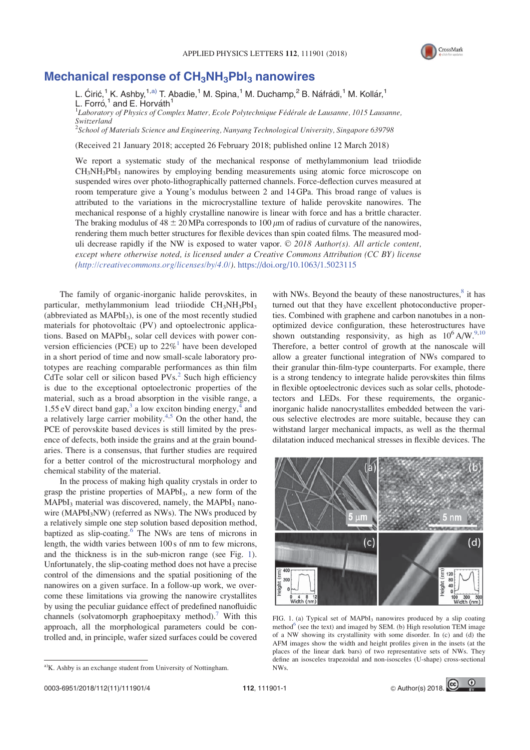# Mechanical response of $CH_3NH_3PbI_3$ nanowires

L. Ćirić,[1] K. Ashby,[1,a)] T. Abadie,[1] M. Spina,[1] M. Duchamp,[2] B. Náfrádi,[1] M. Kollár,[1] L. Forró,[1] and E. Horváth[1]

[1]*Laboratory of Physics of Complex Matter, Ecole Polytechnique Fédérale de Lausanne, 1015 Lausanne, Switzerland*

[2]*School of Materials Science and Engineering, Nanyang Technological University, Singapore 639798*

(Received 21 January 2018; accepted 26 February 2018; published online 12 March 2018)

We report a systematic study of the mechanical response of methylammonium lead triiodide $CH_3NH_3PbI_3$ nanowires by employing bending measurements using atomic force microscope on suspended wires over photo-lithographically patterned channels. Force-deflection curves measured at room temperature give a Young's modulus between 2 and 14 GPa. This broad range of values is attributed to the variations in the microcrystalline texture of halide perovskite nanowires. The mechanical response of a highly crystalline nanowire is linear with force and has a brittle character. The braking modulus of $48 \pm 20$ MPa corresponds to 100 $\mu$m of radius of curvature of the nanowires, rendering them much better structures for flexible devices than spin coated films. The measured moduli decrease rapidly if the NW is exposed to water vapor. © *2018 Author(s). All article content, except where otherwise noted, is licensed under a Creative Commons Attribution (CC BY) license (http://creativecommons.org/licenses/by/4.0/).* https://doi.org/10.1063/1.5023115

The family of organic-inorganic halide perovskites, in particular, methylammonium lead triiodide $CH_3NH_3PbI_3$ (abbreviated as $MAPbI_3$), is one of the most recently studied materials for photovoltaic (PV) and optoelectronic applications. Based on $MAPbI_3$, solar cell devices with power conversion efficiencies (PCE) up to 22%[1] have been developed in a short period of time and now small-scale laboratory prototypes are reaching comparable performances as thin film CdTe solar cell or silicon based PVs.[2] Such high efficiency is due to the exceptional optoelectronic properties of the material, such as a broad absorption in the visible range, a 1.55 eV direct band gap,[3] a low exciton binding energy,[4] and a relatively large carrier mobility.[4,5] On the other hand, the PCE of perovskite based devices is still limited by the presence of defects, both inside the grains and at the grain boundaries. There is a consensus, that further studies are required for a better control of the microstructural morphology and chemical stability of the material.

In the process of making high quality crystals in order to grasp the pristine properties of $MAPbI_3$, a new form of the $MAPbI_3$ material was discovered, namely, the $MAPbI_3$ nanowire ($MAPbI_3$NW) (referred as NWs). The NWs produced by a relatively simple one step solution based deposition method, baptized as slip-coating.[6] The NWs are tens of microns in length, the width varies between 100 s of nm to few microns, and the thickness is in the sub-micron range (see Fig. 1). Unfortunately, the slip-coating method does not have a precise control of the dimensions and the spatial positioning of the nanowires on a given surface. In a follow-up work, we overcome these limitations via growing the nanowire crystallites by using the peculiar guidance effect of predefined nanofluidic channels (solvatomorph graphoepitaxy method).[7] With this approach, all the morphological parameters could be controlled and, in principle, wafer sized surfaces could be covered with NWs. Beyond the beauty of these nanostructures,[8] it has turned out that they have excellent photoconductive properties. Combined with graphene and carbon nanotubes in a non-optimized device configuration, these heterostructures have shown outstanding responsivity, as high as $10^6$ A/W.[9,10] Therefore, a better control of growth at the nanoscale will allow a greater functional integration of NWs compared to their granular thin-film-type counterparts. For example, there is a strong tendency to integrate halide perovskites thin films in flexible optoelectronic devices such as solar cells, photodetectors and LEDs. For these requirements, the organic-inorganic halide nanocrystallites embedded between the various selective electrodes are more suitable, because they can withstand larger mechanical impacts, as well as the thermal dilatation induced mechanical stresses in flexible devices. The

FIG. 1. (a) Typical set of $MAPbI_3$ nanowires produced by a slip coating method[6] (see the text) and imaged by SEM. (b) High resolution TEM image of a NW showing its crystallinity with some disorder. In (c) and (d) the AFM images show the width and height profiles given in the insets (at the places of the linear dark bars) of two representative sets of NWs. They define an isosceles trapezoidal and non-isosceles (U-shape) cross-sectional NWs.

a)K. Ashby is an exchange student from University of Nottingham.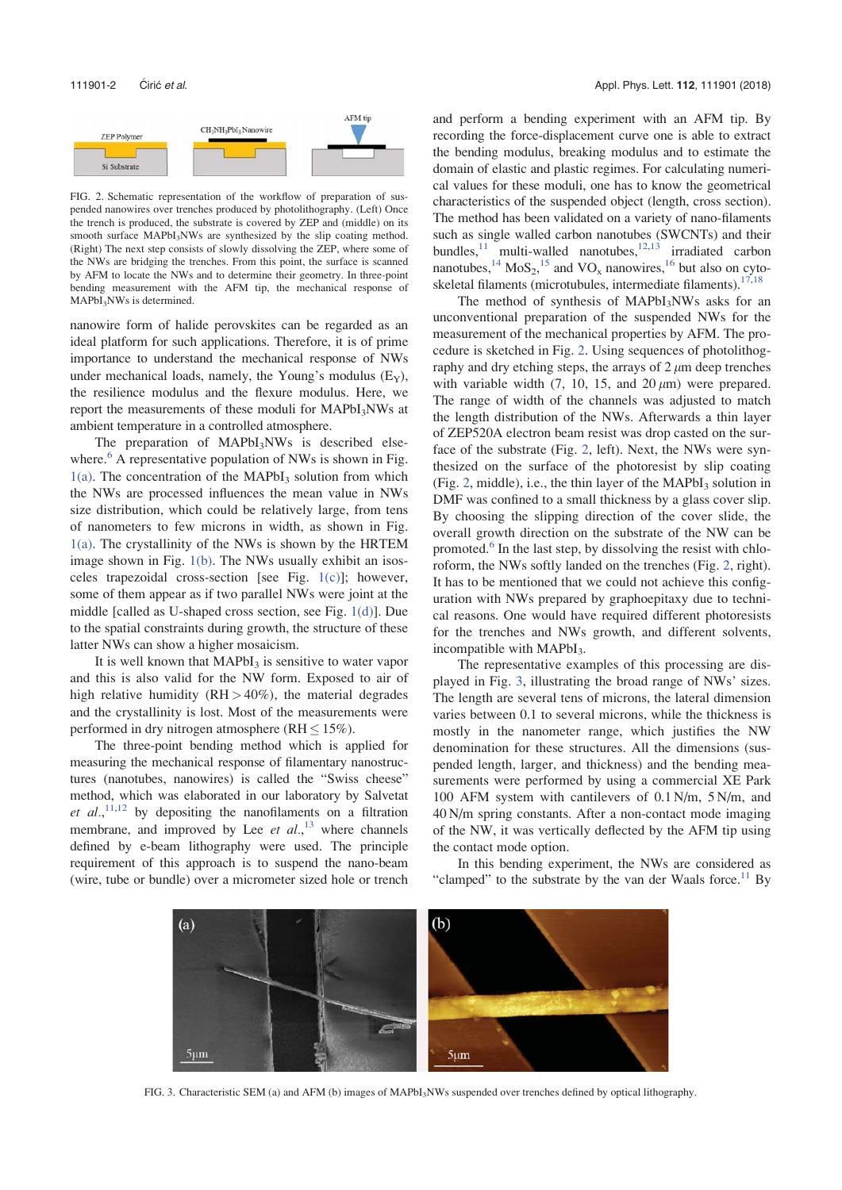FIG. 2. Schematic representation of the workflow of preparation of suspended nanowires over trenches produced by photolithography. (Left) Once the trench is produced, the substrate is covered by ZEP and (middle) on its smooth surface $MAPbI_3$NWs are synthesized by the slip coating method. (Right) The next step consists of slowly dissolving the ZEP, where some of the NWs are bridging the trenches. From this point, the surface is scanned by AFM to locate the NWs and to determine their geometry. In three-point bending measurement with the AFM tip, the mechanical response of $MAPbI_3$NWs is determined.

nanowire form of halide perovskites can be regarded as an ideal platform for such applications. Therefore, it is of prime importance to understand the mechanical response of NWs under mechanical loads, namely, the Young's modulus ($E_Y$), the resilience modulus and the flexure modulus. Here, we report the measurements of these moduli for $MAPbI_3$NWs at ambient temperature in a controlled atmosphere.

The preparation of $MAPbI_3$NWs is described elsewhere.[6] A representative population of NWs is shown in Fig. 1(a). The concentration of the $MAPbI_3$ solution from which the NWs are processed influences the mean value in NWs size distribution, which could be relatively large, from tens of nanometers to few microns in width, as shown in Fig. 1(a). The crystallinity of the NWs is shown by the HRTEM image shown in Fig. 1(b). The NWs usually exhibit an isosceles trapezoidal cross-section [see Fig. 1(c)]; however, some of them appear as if two parallel NWs were joint at the middle [called as U-shaped cross section, see Fig. 1(d)]. Due to the spatial constraints during growth, the structure of these latter NWs can show a higher mosaicism.

It is well known that $MAPbI_3$ is sensitive to water vapor and this is also valid for the NW form. Exposed to air of high relative humidity (RH > 40%), the material degrades and the crystallinity is lost. Most of the measurements were performed in dry nitrogen atmosphere (RH ≤ 15%).

The three-point bending method which is applied for measuring the mechanical response of filamentary nanostructures (nanotubes, nanowires) is called the "Swiss cheese" method, which was elaborated in our laboratory by Salvetat *et al.*,[11,12] by depositing the nanofilaments on a filtration membrane, and improved by Lee *et al.*,[13] where channels defined by e-beam lithography were used. The principle requirement of this approach is to suspend the nano-beam (wire, tube or bundle) over a micrometer sized hole or trench and perform a bending experiment with an AFM tip. By recording the force-displacement curve one is able to extract the bending modulus, breaking modulus and to estimate the domain of elastic and plastic regimes. For calculating numerical values for these moduli, one has to know the geometrical characteristics of the suspended object (length, cross section). The method has been validated on a variety of nano-filaments such as single walled carbon nanotubes (SWCNTs) and their bundles,[11] multi-walled nanotubes,[12,13] irradiated carbon nanotubes,[14] $MoS_2$,[15] and $VO_x$ nanowires,[16] but also on cytoskeletal filaments (microtubules, intermediate filaments).[17,18]

The method of synthesis of $MAPbI_3$NWs asks for an unconventional preparation of the suspended NWs for the measurement of the mechanical properties by AFM. The procedure is sketched in Fig. 2. Using sequences of photolithography and dry etching steps, the arrays of 2 $\mu$m deep trenches with variable width (7, 10, 15, and 20 $\mu$m) were prepared. The range of width of the channels was adjusted to match the length distribution of the NWs. Afterwards a thin layer of ZEP520A electron beam resist was drop casted on the surface of the substrate (Fig. 2, left). Next, the NWs were synthesized on the surface of the photoresist by slip coating (Fig. 2, middle), i.e., the thin layer of the $MAPbI_3$ solution in DMF was confined to a small thickness by a glass cover slip. By choosing the slipping direction of the cover slide, the overall growth direction on the substrate of the NW can be promoted.[6] In the last step, by dissolving the resist with chloroform, the NWs softly landed on the trenches (Fig. 2, right). It has to be mentioned that we could not achieve this configuration with NWs prepared by graphoepitaxy due to technical reasons. One would have required different photoresists for the trenches and NWs growth, and different solvents, incompatible with $MAPbI_3$.

The representative examples of this processing are displayed in Fig. 3, illustrating the broad range of NWs' sizes. The length are several tens of microns, the lateral dimension varies between 0.1 to several microns, while the thickness is mostly in the nanometer range, which justifies the NW denomination for these structures. All the dimensions (suspended length, larger, and thickness) and the bending measurements were performed by using a commercial XE Park 100 AFM system with cantilevers of 0.1 N/m, 5 N/m, and 40 N/m spring constants. After a non-contact mode imaging of the NW, it was vertically deflected by the AFM tip using the contact mode option.

In this bending experiment, the NWs are considered as "clamped" to the substrate by the van der Waals force.[11] By

FIG. 3. Characteristic SEM (a) and AFM (b) images of $MAPbI_3$NWs suspended over trenches defined by optical lithography.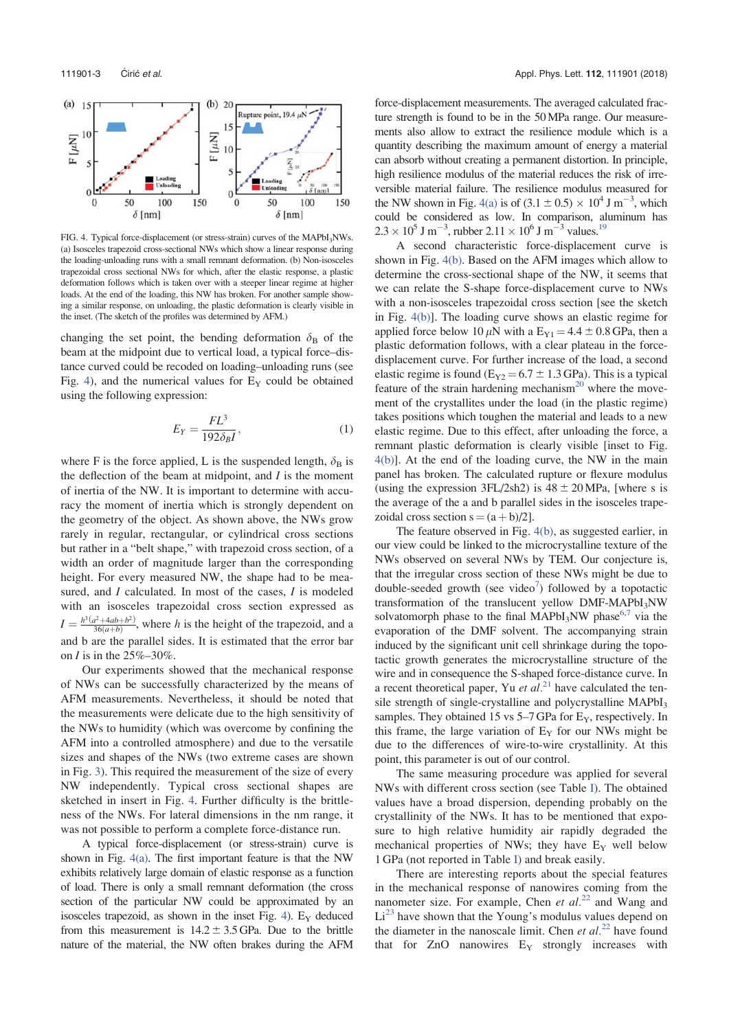FIG. 4. Typical force-displacement (or stress-strain) curves of the $MAPbI_3$NWs. (a) Isosceles trapezoid cross-sectional NWs which show a linear response during the loading-unloading runs with a small remnant deformation. (b) Non-isosceles trapezoidal cross sectional NWs for which, after the elastic response, a plastic deformation follows which is taken over with a steeper linear regime at higher loads. At the end of the loading, this NW has broken. For another sample showing a similar response, on unloading, the plastic deformation is clearly visible in the inset. (The sketch of the profiles was determined by AFM.)

changing the set point, the bending deformation $\delta_B$ of the beam at the midpoint due to vertical load, a typical force–distance curved could be recoded on loading–unloading runs (see Fig. 4), and the numerical values for $E_Y$ could be obtained using the following expression:

$$E_Y = \frac{FL^3}{192\delta_B I}, \quad (1)$$

where F is the force applied, L is the suspended length, $\delta_B$ is the deflection of the beam at midpoint, and $I$ is the moment of inertia of the NW. It is important to determine with accuracy the moment of inertia which is strongly dependent on the geometry of the object. As shown above, the NWs grow rarely in regular, rectangular, or cylindrical cross sections but rather in a "belt shape," with trapezoid cross section, of a width an order of magnitude larger than the corresponding height. For every measured NW, the shape had to be measured, and $I$ calculated. In most of the cases, $I$ is modeled with an isosceles trapezoidal cross section expressed as $I = \frac{h^3(a^2+4ab+b^2)}{36(a+b)}$, where $h$ is the height of the trapezoid, and a and b are the parallel sides. It is estimated that the error bar on $I$ is in the 25%–30%.

Our experiments showed that the mechanical response of NWs can be successfully characterized by the means of AFM measurements. Nevertheless, it should be noted that the measurements were delicate due to the high sensitivity of the NWs to humidity (which was overcome by confining the AFM into a controlled atmosphere) and due to the versatile sizes and shapes of the NWs (two extreme cases are shown in Fig. 3). This required the measurement of the size of every NW independently. Typical cross sectional shapes are sketched in insert in Fig. 4. Further difficulty is the brittleness of the NWs. For lateral dimensions in the nm range, it was not possible to perform a complete force-distance run.

A typical force-displacement (or stress-strain) curve is shown in Fig. 4(a). The first important feature is that the NW exhibits relatively large domain of elastic response as a function of load. There is only a small remnant deformation (the cross section of the particular NW could be approximated by an isosceles trapezoid, as shown in the inset Fig. 4). $E_Y$ deduced from this measurement is $14.2 \pm 3.5$ GPa. Due to the brittle nature of the material, the NW often brakes during the AFM force-displacement measurements. The averaged calculated fracture strength is found to be in the 50 MPa range. Our measurements also allow to extract the resilience module which is a quantity describing the maximum amount of energy a material can absorb without creating a permanent distortion. In principle, high resilience modulus of the material reduces the risk of irreversible material failure. The resilience modulus measured for the NW shown in Fig. 4(a) is of $(3.1 \pm 0.5) \times 10^4$ J $m^{-3}$, which could be considered as low. In comparison, aluminum has $2.3 \times 10^5$ J $m^{-3}$, rubber $2.11 \times 10^6$ J $m^{-3}$ values.[19]

A second characteristic force-displacement curve is shown in Fig. 4(b). Based on the AFM images which allow to determine the cross-sectional shape of the NW, it seems that we can relate the S-shape force-displacement curve to NWs with a non-isosceles trapezoidal cross section [see the sketch in Fig. 4(b)]. The loading curve shows an elastic regime for applied force below 10 $\mu$N with a $E_{Y1} = 4.4 \pm 0.8$ GPa, then a plastic deformation follows, with a clear plateau in the force-displacement curve. For further increase of the load, a second elastic regime is found ($E_{Y2} = 6.7 \pm 1.3$ GPa). This is a typical feature of the strain hardening mechanism[20] where the movement of the crystallites under the load (in the plastic regime) takes positions which toughen the material and leads to a new elastic regime. Due to this effect, after unloading the force, a remnant plastic deformation is clearly visible [inset to Fig. 4(b)]. At the end of the loading curve, the NW in the main panel has broken. The calculated rupture or flexure modulus (using the expression 3FL/2sh2) is $48 \pm 20$ MPa, [where s is the average of the a and b parallel sides in the isosceles trapezoidal cross section s = (a + b)/2].

The feature observed in Fig. 4(b), as suggested earlier, in our view could be linked to the microcrystalline texture of the NWs observed on several NWs by TEM. Our conjecture is, that the irregular cross section of these NWs might be due to double-seeded growth (see video[7]) followed by a topotactic transformation of the transluscent yellow DMF-$MAPbI_3$NW solvatomorph phase to the final $MAPbI_3$NW phase[6,7] via the evaporation of the DMF solvent. The accompanying strain induced by the significant unit cell shrinkage during the topotactic growth generates the microcrystalline structure of the wire and in consequence the S-shaped force-distance curve. In a recent theoretical paper, Yu *et al.*[21] have calculated the tensile strength of single-crystalline and polycrystalline $MAPbI_3$ samples. They obtained 15 vs 5–7 GPa for $E_Y$, respectively. In this frame, the large variation of $E_Y$ for our NWs might be due to the differences of wire-to-wire crystallinity. At this point, this parameter is out of our control.

The same measuring procedure was applied for several NWs with different cross section (see Table I). The obtained values have a broad dispersion, depending probably on the crystallinity of the NWs. It has to be mentioned that exposure to high relative humidity air rapidly degraded the mechanical properties of NWs; they have $E_Y$ well below 1 GPa (not reported in Table I) and break easily.

There are interesting reports about the special features in the mechanical response of nanowires coming from the nanometer size. For example, Chen *et al.*[22] and Wang and Li[23] have shown that the Young's modulus values depend on the diameter in the nanoscale limit. Chen *et al.*[22] have found that for ZnO nanowires $E_Y$ strongly increases with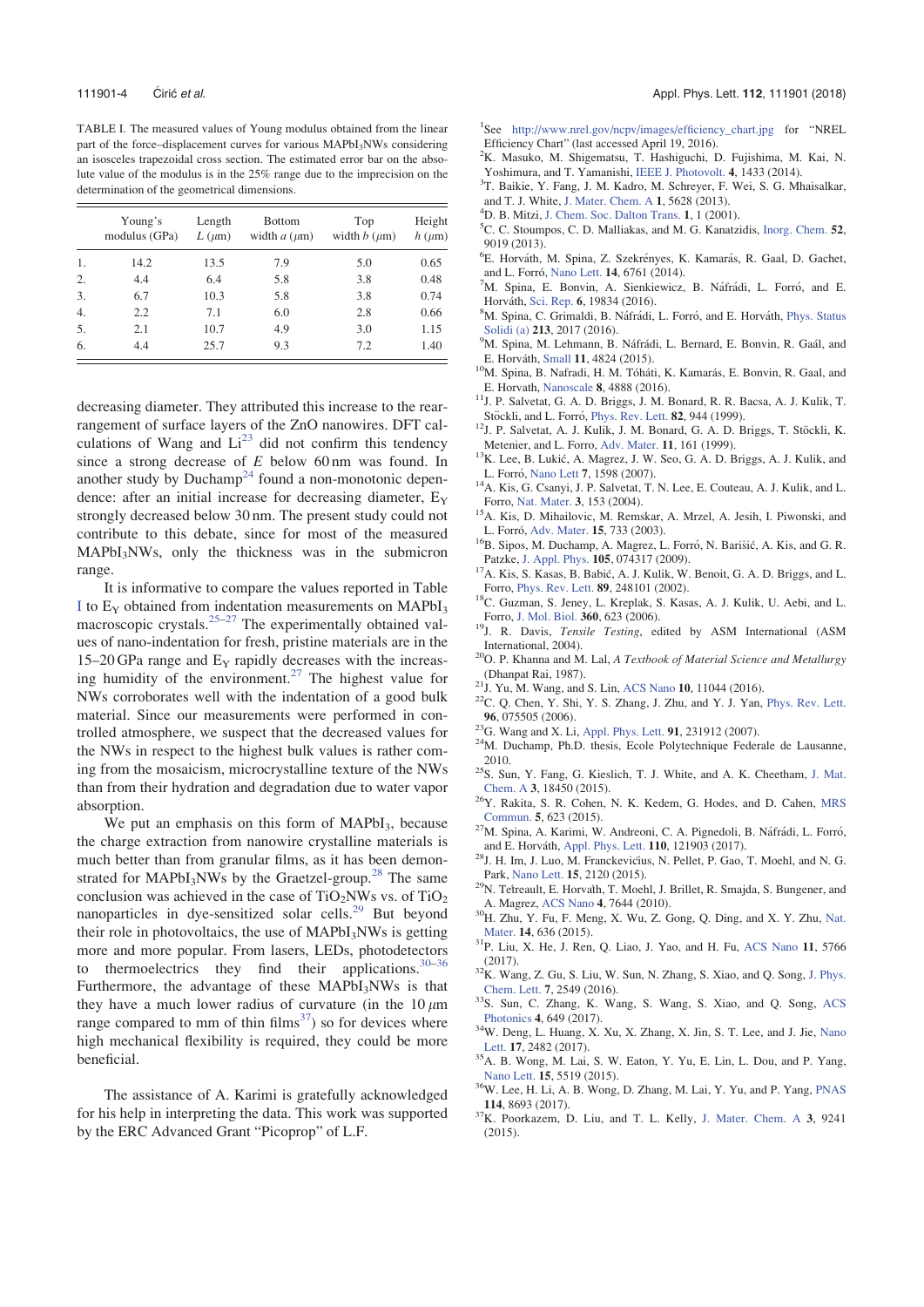TABLE I. The measured values of Young modulus obtained from the linear part of the force–displacement curves for various $MAPbI_3$NWs considering an isosceles trapezoidal cross section. The estimated error bar on the absolute value of the modulus is in the 25% range due to the imprecision on the determination of the geometrical dimensions.

| | Young's modulus (GPa) | Length $L$ ($\mu$m) | Bottom width $a$ ($\mu$m) | Top width $b$ ($\mu$m) | Height $h$ ($\mu$m) |
|---|---|---|---|---|---|
| 1. | 14.2 | 13.5 | 7.9 | 5.0 | 0.65 |
| 2. | 4.4 | 6.4 | 5.8 | 3.8 | 0.48 |
| 3. | 6.7 | 10.3 | 5.8 | 3.8 | 0.74 |
| 4. | 2.2 | 7.1 | 6.0 | 2.8 | 0.66 |
| 5. | 2.1 | 10.7 | 4.9 | 3.0 | 1.15 |
| 6. | 4.4 | 25.7 | 9.3 | 7.2 | 1.40 |

decreasing diameter. They attributed this increase to the rearrangement of surface layers of the ZnO nanowires. DFT calculations of Wang and Li[23] did not confirm this tendency since a strong decrease of $E$ below 60 nm was found. In another study by Duchamp[24] found a non-monotonic dependence: after an initial increase for decreasing diameter, $E_Y$ strongly decreased below 30 nm. The present study could not contribute to this debate, since for most of the measured $MAPbI_3$NWs, only the thickness was in the submicron range.

It is informative to compare the values reported in Table I to $E_Y$ obtained from indentation measurements on $MAPbI_3$ macroscopic crystals.[25–27] The experimentally obtained values of nano-indentation for fresh, pristine materials are in the 15–20 GPa range and $E_Y$ rapidly decreases with the increasing humidity of the environment.[27] The highest value for NWs corroborates well with the indentation of a good bulk material. Since our measurements were performed in controlled atmosphere, we suspect that the decreased values for the NWs in respect to the highest bulk values is rather coming from the mosaicism, microcrystalline texture of the NWs than from their hydration and degradation due to water vapor absorption.

We put an emphasis on this form of $MAPbI_3$, because the charge extraction from nanowire crystalline materials is much better than from granular films, as it has been demonstrated for $MAPbI_3$NWs by the Graetzel-group.[28] The same conclusion was achieved in the case of $TiO_2$NWs vs. of $TiO_2$ nanoparticles in dye-sensitized solar cells.[29] But beyond their role in photovoltaics, the use of $MAPbI_3$NWs is getting more and more popular. From lasers, LEDs, photodetectors to thermoelectrics they find their applications.[30–36] Furthermore, the advantage of these $MAPbI_3$NWs is that they have a much lower radius of curvature (in the 10 $\mu$m range compared to mm of thin films[37]) so for devices where high mechanical flexibility is required, they could be more beneficial.

The assistance of A. Karimi is gratefully acknowledged for his help in interpreting the data. This work was supported by the ERC Advanced Grant "Picoprop" of L.F.

[1] See http://www.nrel.gov/ncpv/images/efficiency_chart.jpg for "NREL Efficiency Chart" (last accessed April 19, 2016).
[2] K. Masuko, M. Shigematsu, T. Hashiguchi, D. Fujishima, M. Kai, N. Yoshimura, and T. Yamanishi, IEEE J. Photovolt. 4, 1433 (2014).
[3] T. Baikie, Y. Fang, J. M. Kadro, M. Schreyer, F. Wei, S. G. Mhaisalkar, and T. J. White, J. Mater. Chem. A 1, 5628 (2013).
[4] D. B. Mitzi, J. Chem. Soc. Dalton Trans. 1, 1 (2001).
[5] C. C. Stoumpos, C. D. Malliakas, and M. G. Kanatzidis, Inorg. Chem. 52, 9019 (2013).
[6] E. Horváth, M. Spina, Z. Szekrényes, K. Kamarás, R. Gaal, D. Gachet, and L. Forró, Nano Lett. 14, 6761 (2014).
[7] M. Spina, E. Bonvin, A. Sienkiewicz, B. Náfrádi, L. Forró, and E. Horváth, Sci. Rep. 6, 19834 (2016).
[8] M. Spina, C. Grimaldi, B. Náfrádi, L. Forró, and E. Horváth, Phys. Status Solidi (a) 213, 2017 (2016).
[9] M. Spina, M. Lehmann, B. Náfrádi, L. Bernard, E. Bonvin, R. Gaál, and E. Horváth, Small 11, 4824 (2015).
[10] M. Spina, B. Nafradi, H. M. Tóháti, K. Kamarás, E. Bonvin, R. Gaal, and E. Horvath, Nanoscale 8, 4888 (2016).
[11] J. P. Salvetat, G. A. D. Briggs, J. M. Bonard, R. R. Bacsa, A. J. Kulik, T. Stöckli, and L. Forró, Phys. Rev. Lett. 82, 944 (1999).
[12] J. P. Salvetat, A. J. Kulik, J. M. Bonard, G. A. D. Briggs, T. Stöckli, K. Metenier, and L. Forro, Adv. Mater. 11, 161 (1999).
[13] K. Lee, B. Lukić, A. Magrez, J. W. Seo, G. A. D. Briggs, A. J. Kulik, and L. Forró, Nano Lett 7, 1598 (2007).
[14] A. Kis, G. Csanyi, J. P. Salvetat, T. N. Lee, E. Couteau, A. J. Kulik, and L. Forro, Nat. Mater. 3, 153 (2004).
[15] A. Kis, D. Mihailovic, M. Remskar, A. Mrzel, A. Jesih, I. Piwonski, and L. Forró, Adv. Mater. 15, 733 (2003).
[16] B. Sipos, M. Duchamp, A. Magrez, L. Forró, N. Barišić, A. Kis, and G. R. Patzke, J. Appl. Phys. 105, 074317 (2009).
[17] A. Kis, S. Kasas, B. Babić, A. J. Kulik, W. Benoit, G. A. D. Briggs, and L. Forro, Phys. Rev. Lett. 89, 248101 (2002).
[18] C. Guzman, S. Jeney, L. Kreplak, S. Kasas, A. J. Kulik, U. Aebi, and L. Forro, J. Mol. Biol. 360, 623 (2006).
[19] J. R. Davis, *Tensile Testing*, edited by ASM International (ASM International, 2004).
[20] O. P. Khanna and M. Lal, *A Textbook of Material Science and Metallurgy* (Dhanpat Rai, 1987).
[21] J. Yu, M. Wang, and S. Lin, ACS Nano 10, 11044 (2016).
[22] C. Q. Chen, Y. Shi, Y. S. Zhang, J. Zhu, and Y. J. Yan, Phys. Rev. Lett. 96, 075505 (2006).
[23] G. Wang and X. Li, Appl. Phys. Lett. 91, 231912 (2007).
[24] M. Duchamp, Ph.D. thesis, Ecole Polytechnique Federale de Lausanne, 2010.
[25] S. Sun, Y. Fang, G. Kieslich, T. J. White, and A. K. Cheetham, J. Mat. Chem. A 3, 18450 (2015).
[26] Y. Rakita, S. R. Cohen, N. K. Kedem, G. Hodes, and D. Cahen, MRS Commun. 5, 623 (2015).
[27] M. Spina, A. Karimi, W. Andreoni, C. A. Pignedoli, B. Náfrádi, L. Forró, and E. Horváth, Appl. Phys. Lett. 110, 121903 (2017).
[28] J. H. Im, J. Luo, M. Franckevičius, N. Pellet, P. Gao, T. Moehl, and N. G. Park, Nano Lett. 15, 2120 (2015).
[29] N. Tétreault, E. Horváth, T. Moehl, J. Brillet, R. Smajda, S. Bungener, and A. Magrez, ACS Nano 4, 7644 (2010).
[30] H. Zhu, Y. Fu, F. Meng, X. Wu, Z. Gong, Q. Ding, and X. Y. Zhu, Nat. Mater. 14, 636 (2015).
[31] P. Liu, X. He, J. Ren, Q. Liao, J. Yao, and H. Fu, ACS Nano 11, 5766 (2017).
[32] K. Wang, Z. Gu, S. Liu, W. Sun, N. Zhang, S. Xiao, and Q. Song, J. Phys. Chem. Lett. 7, 2549 (2016).
[33] S. Sun, C. Zhang, K. Wang, S. Wang, S. Xiao, and Q. Song, ACS Photonics 4, 649 (2017).
[34] W. Deng, L. Huang, X. Xu, X. Zhang, X. Jin, S. T. Lee, and J. Jie, Nano Lett. 17, 2482 (2017).
[35] A. B. Wong, M. Lai, S. W. Eaton, Y. Yu, E. Lin, L. Dou, and P. Yang, Nano Lett. 15, 5519 (2015).
[36] W. Lee, H. Li, A. B. Wong, D. Zhang, M. Lai, Y. Yu, and P. Yang, PNAS 114, 8693 (2017).
[37] K. Poorkazem, D. Liu, and T. L. Kelly, J. Mater. Chem. A 3, 9241 (2015).